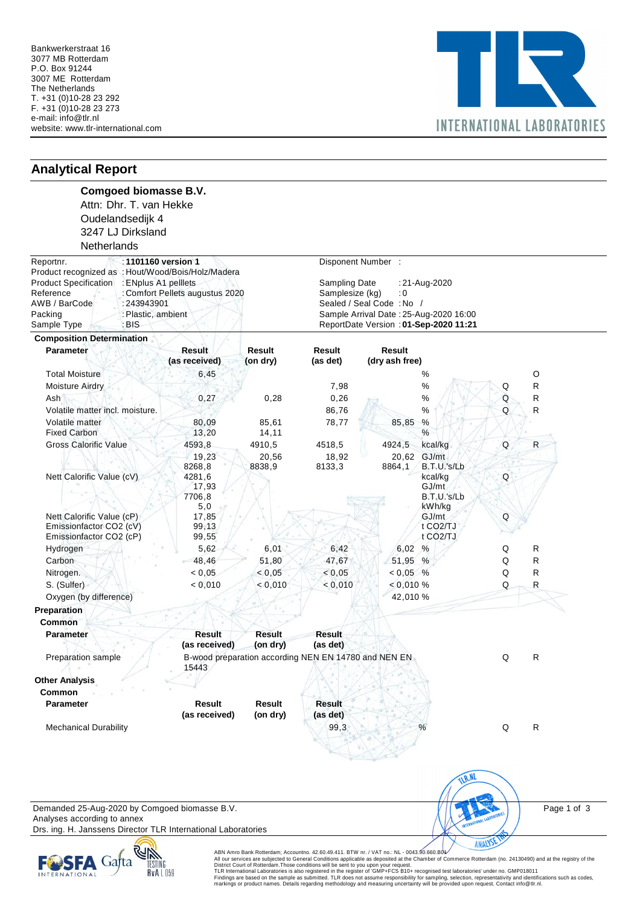Bankwerkerstraat 16
3077 MB Rotterdam
P.O. Box 91244
3007 ME Rotterdam
The Netherlands
T. +31 (0)10-28 23 292
F. +31 (0)10-28 23 273
e-mail: info@tlr.nl
website: www.tlr-international.com

TLR INTERNATIONAL LABORATORIES

## Analytical Report

**Comgoed biomasse B.V.**
Attn: Dhr. T. van Hekke
Oudelandsedijk 4
3247 LJ Dirksland
Netherlands

| | | | |
|---|---|---|---|
| Reportnr. | : **1101160 version 1** | Disponent Number | : |
| Product recognized as | : Hout/Wood/Bois/Holz/Madera | | |
| Product Specification | : ENplus A1 pelllets | Sampling Date | : 21-Aug-2020 |
| Reference | : Comfort Pellets augustus 2020 | Samplesize (kg) | : 0 |
| AWB / BarCode | : 243943901 | Sealed / Seal Code | : No / |
| Packing | : Plastic, ambient | Sample Arrival Date | : 25-Aug-2020 16:00 |
| Sample Type | : BIS | ReportDate Version | : **01-Sep-2020 11:21** |

**Composition Determination**

| Parameter | Result (as received) | Result (on dry) | Result (as det) | Result (dry ash free) | Unit | | |
|---|---|---|---|---|---|---|---|
| Total Moisture | 6,45 | | | | % | | O |
| Moisture Airdry | | | 7,98 | | % | Q | R |
| Ash | 0,27 | 0,28 | 0,26 | | % | Q | R |
| Volatile matter incl. moisture. | | | 86,76 | | % | Q | R |
| Volatile matter | 80,09 | 85,61 | 78,77 | 85,85 | % | | |
| Fixed Carbon | 13,20 | 14,11 | | | % | | |
| Gross Calorific Value | 4593,8 | 4910,5 | 4518,5 | 4924,5 | kcal/kg | Q | R |
| | 19,23 | 20,56 | 18,92 | 20,62 | GJ/mt | | |
| | 8268,8 | 8838,9 | 8133,3 | 8864,1 | B.T.U.'s/Lb | | |
| Nett Calorific Value (cV) | 4281,6 | | | | kcal/kg | Q | |
| | 17,93 | | | | GJ/mt | | |
| | 7706,8 | | | | B.T.U.'s/Lb | | |
| | 5,0 | | | | kWh/kg | | |
| Nett Calorific Value (cP) | 17,85 | | | | GJ/mt | Q | |
| Emissionfactor $CO_2$ (cV) | 99,13 | | | | t $CO_2$/TJ | | |
| Emissionfactor $CO_2$ (cP) | 99,55 | | | | t $CO_2$/TJ | | |
| Hydrogen | 5,62 | 6,01 | 6,42 | 6,02 | % | Q | R |
| Carbon | 48,46 | 51,80 | 47,67 | 51,95 | % | Q | R |
| Nitrogen. | < 0,05 | < 0,05 | < 0,05 | < 0,05 | % | Q | R |
| S. (Sulfer) | < 0,010 | < 0,010 | < 0,010 | < 0,010 | % | Q | R |
| Oxygen (by difference) | | | | 42,010 | % | | |

**Preparation**

**Common**

| Parameter | Result (as received) | Result (on dry) | Result (as det) | | |
|---|---|---|---|---|---|
| Preparation sample | B-wood preparation according NEN EN 14780 and NEN EN 15443 | | | Q | R |

**Other Analysis**

**Common**

| Parameter | Result (as received) | Result (on dry) | Result (as det) | Unit | | |
|---|---|---|---|---|---|---|
| Mechanical Durability | | | 99,3 | % | Q | R |

Demanded 25-Aug-2020 by Comgoed biomasse B.V.
Analyses according to annex
Drs. ing. H. Janssens Director TLR International Laboratories

ABN Amro Bank Rotterdam; Accountno. 42.60.49.411. BTW nr. / VAT no.: NL - 0043.90.660.B01
All our services are subjected to General Conditions applicable as deposited at the Chamber of Commerce Rotterdam (no. 24130490) and at the registry of the District Court of Rotterdam.Those conditions will be sent to you upon your request.
TLR International Laboratories is also registered in the register of 'GMP+FCS B10+ recognised test laboratories' under no. GMP018011
Findings are based on the sample as submitted. TLR does not assume responsibility for sampling, selection, representativity and identifications such as codes, markings or product names. Details regarding methodology and measuring uncertainty will be provided upon request. Contact info@tlr.nl.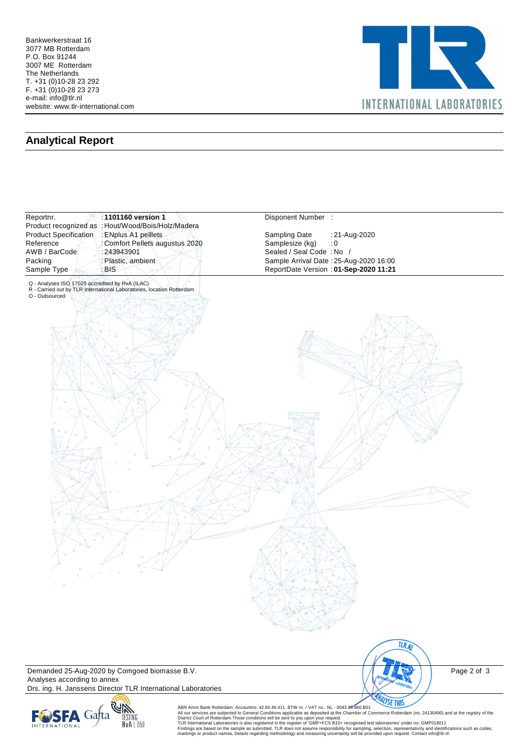Bankwerkerstraat 16
3077 MB Rotterdam
P.O. Box 91244
3007 ME Rotterdam
The Netherlands
T. +31 (0)10-28 23 292
F. +31 (0)10-28 23 273
e-mail: info@tlr.nl
website: www.tlr-international.com

TLR INTERNATIONAL LABORATORIES

## Analytical Report

| | | | |
|---|---|---|---|
| Reportnr. | : **1101160 version 1** | Disponent Number | : |
| Product recognized as | : Hout/Wood/Bois/Holz/Madera | | |
| Product Specification | : ENplus A1 pelllets | Sampling Date | : 21-Aug-2020 |
| Reference | : Comfort Pellets augustus 2020 | Samplesize (kg) | : 0 |
| AWB / BarCode | : 243943901 | Sealed / Seal Code | : No / |
| Packing | : Plastic, ambient | Sample Arrival Date | : 25-Aug-2020 16:00 |
| Sample Type | : BIS | ReportDate Version | : **01-Sep-2020 11:21** |

Q - Analyses ISO 17025 accredited by RvA (ILAC)
R - Carried out by TLR International Laboratories, location Rotterdam
O - Outsourced

Demanded 25-Aug-2020 by Comgoed biomasse B.V.
Analyses according to annex
Drs. ing. H. Janssens Director TLR International Laboratories

ABN Amro Bank Rotterdam; Accountno. 42.60.49.411. BTW nr. / VAT no.: NL - 0043.90.660.B01
All our services are subjected to General Conditions applicable as deposited at the Chamber of Commerce Rotterdam (no. 24130490) and at the registry of the District Court of Rotterdam.Those conditions will be sent to you upon your request.
TLR International Laboratories is also registered in the register of 'GMP+FCS B10+ recognised test laboratories' under no. GMP018011
Findings are based on the sample as submitted. TLR does not assume responsibility for sampling, selection, representativity and identifications such as codes, markings or product names. Details regarding methodology and measuring uncertainty will be provided upon request. Contact info@tlr.nl.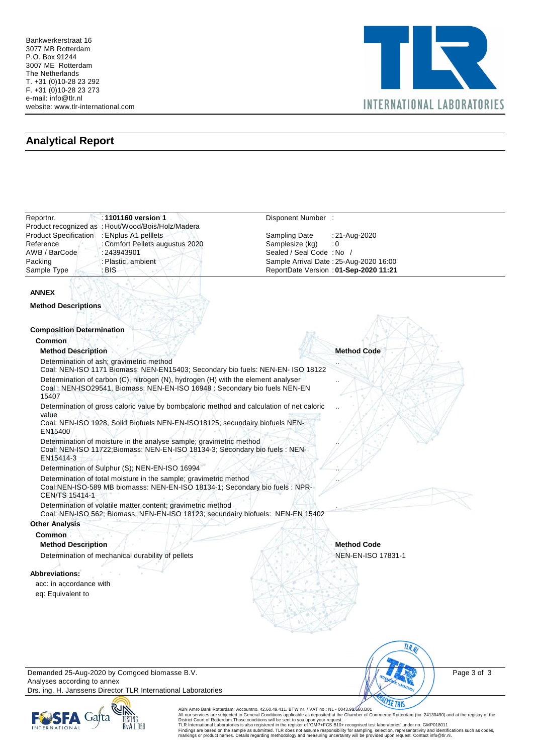Bankwerkerstraat 16
3077 MB Rotterdam
P.O. Box 91244
3007 ME Rotterdam
The Netherlands
T. +31 (0)10-28 23 292
F. +31 (0)10-28 23 273
e-mail: info@tlr.nl
website: www.tlr-international.com

# Analytical Report

| | | | |
|---|---|---|---|
| Reportnr. | : **1101160 version 1** | Disponent Number | : |
| Product recognized as | : Hout/Wood/Bois/Holz/Madera | | |
| Product Specification | : ENplus A1 pelllets | Sampling Date | : 21-Aug-2020 |
| Reference | : Comfort Pellets augustus 2020 | Samplesize (kg) | : 0 |
| AWB / BarCode | : 243943901 | Sealed / Seal Code | : No / |
| Packing | : Plastic, ambient | Sample Arrival Date | : 25-Aug-2020 16:00 |
| Sample Type | : BIS | ReportDate Version | : **01-Sep-2020 11:21** |

**ANNEX**

**Method Descriptions**

**Composition Determination**

**Common**

| Method Description | Method Code |
|---|---|
| Determination of ash; gravimetric method<br>Coal: NEN-ISO 1171 Biomass: NEN-EN15403; Secondary bio fuels: NEN-EN- ISO 18122 | .. |
| Determination of carbon (C), nitrogen (N), hydrogen (H) with the element analyser<br>Coal : NEN-ISO29541, Biomass: NEN-EN-ISO 16948 : Secondary bio fuels NEN-EN 15407 | .. |
| Determination of gross caloric value by bombcaloric method and calculation of net caloric value<br>Coal: NEN-ISO 1928, Solid Biofuels NEN-EN-ISO18125; secundairy biofuels NEN-EN15400 | .. |
| Determination of moisture in the analyse sample; gravimetric method<br>Coal: NEN-ISO 11722;Biomass: NEN-EN-ISO 18134-3; Secondary bio fuels : NEN-EN15414-3 | .. |
| Determination of Sulphur (S); NEN-EN-ISO 16994 | .. |
| Determination of total moisture in the sample; gravimetric method<br>Coal:NEN-ISO-589 MB biomasss: NEN-EN-ISO 18134-1; Secondary bio fuels : NPR-CEN/TS 15414-1 | .. |
| Determination of volatile matter content; gravimetric method<br>Coal: NEN-ISO 562; Biomass: NEN-EN-ISO 18123; secundairy biofuels: NEN-EN 15402 | . |

**Other Analysis**

**Common**

| Method Description | Method Code |
|---|---|
| Determination of mechanical durability of pellets | NEN-EN-ISO 17831-1 |

**Abbreviations:**

acc: in accordance with
eq: Equivalent to

Demanded 25-Aug-2020 by Comgoed biomasse B.V.
Analyses according to annex
Drs. ing. H. Janssens Director TLR International Laboratories

ABN Amro Bank Rotterdam; Accountno. 42.60.49.411. BTW nr. / VAT no.: NL - 0043.90.660.B01
All our services are subjected to General Conditions applicable as deposited at the Chamber of Commerce Rotterdam (no. 24130490) and at the registry of the District Court of Rotterdam.Those conditions will be sent to you upon your request.
TLR International Laboratories is also registered in the register of 'GMP+FCS B10+ recognised test laboratories' under no. GMP018011
Findings are based on the sample as submitted. TLR does not assume responsibility for sampling, selection, representativity and identifications such as codes, markings or product names. Details regarding methodology and measuring uncertainty will be provided upon request. Contact info@tlr.nl.